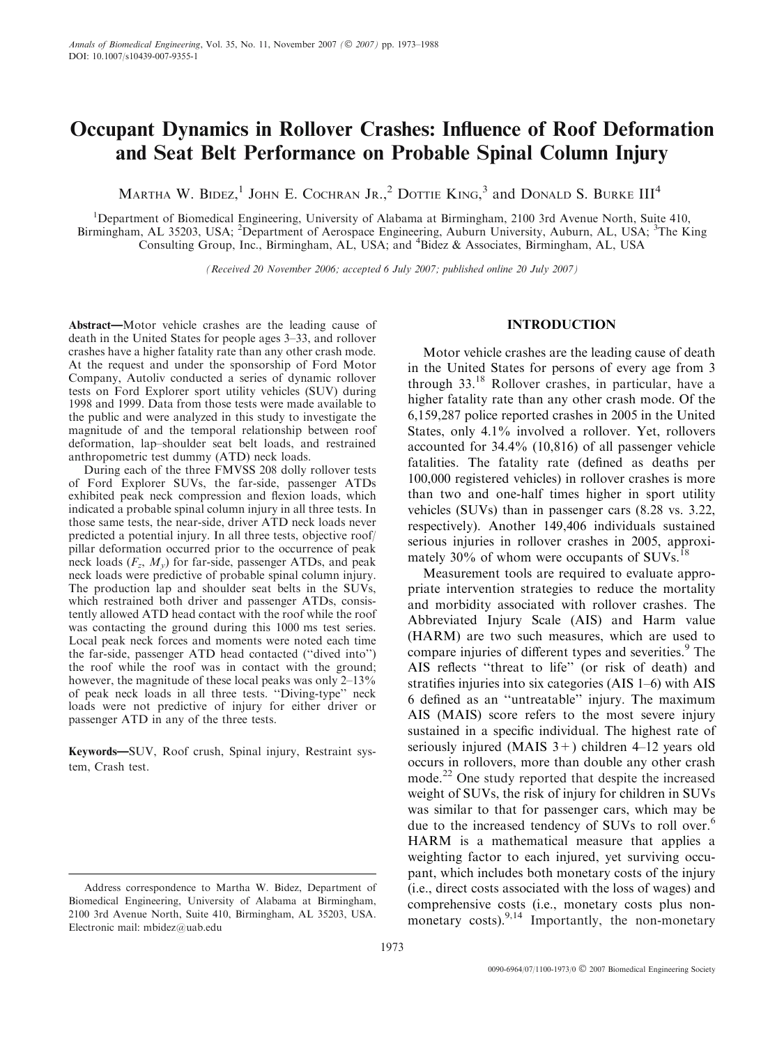# Occupant Dynamics in Rollover Crashes: Influence of Roof Deformation and Seat Belt Performance on Probable Spinal Column Injury

Martha W. Bidez,[1] John E. Cochran Jr.,[2] Dottie King,[3] and Donald S. Burke III[4]

[1]Department of Biomedical Engineering, University of Alabama at Birmingham, 2100 3rd Avenue North, Suite 410, Birmingham, AL 35203, USA; [2]Department of Aerospace Engineering, Auburn University, Auburn, AL, USA; [3]The King Consulting Group, Inc., Birmingham, AL, USA; and [4]Bidez & Associates, Birmingham, AL, USA

*(Received 20 November 2006; accepted 6 July 2007; published online 20 July 2007)*

**Abstract**—Motor vehicle crashes are the leading cause of death in the United States for people ages 3–33, and rollover crashes have a higher fatality rate than any other crash mode. At the request and under the sponsorship of Ford Motor Company, Autoliv conducted a series of dynamic rollover tests on Ford Explorer sport utility vehicles (SUV) during 1998 and 1999. Data from those tests were made available to the public and were analyzed in this study to investigate the magnitude of and the temporal relationship between roof deformation, lap–shoulder seat belt loads, and restrained anthropometric test dummy (ATD) neck loads.

During each of the three FMVSS 208 dolly rollover tests of Ford Explorer SUVs, the far-side, passenger ATDs exhibited peak neck compression and flexion loads, which indicated a probable spinal column injury in all three tests. In those same tests, the near-side, driver ATD neck loads never predicted a potential injury. In all three tests, objective roof/pillar deformation occurred prior to the occurrence of peak neck loads ($F_z$, $M_y$) for far-side, passenger ATDs, and peak neck loads were predictive of probable spinal column injury. The production lap and shoulder seat belts in the SUVs, which restrained both driver and passenger ATDs, consistently allowed ATD head contact with the roof while the roof was contacting the ground during this 1000 ms test series. Local peak neck forces and moments were noted each time the far-side, passenger ATD head contacted (''dived into'') the roof while the roof was in contact with the ground; however, the magnitude of these local peaks was only 2–13% of peak neck loads in all three tests. ''Diving-type'' neck loads were not predictive of injury for either driver or passenger ATD in any of the three tests.

**Keywords**—SUV, Roof crush, Spinal injury, Restraint system, Crash test.

Address correspondence to Martha W. Bidez, Department of Biomedical Engineering, University of Alabama at Birmingham, 2100 3rd Avenue North, Suite 410, Birmingham, AL 35203, USA. Electronic mail: mbidez@uab.edu

## INTRODUCTION

Motor vehicle crashes are the leading cause of death in the United States for persons of every age from 3 through 33.[18] Rollover crashes, in particular, have a higher fatality rate than any other crash mode. Of the 6,159,287 police reported crashes in 2005 in the United States, only 4.1% involved a rollover. Yet, rollovers accounted for 34.4% (10,816) of all passenger vehicle fatalities. The fatality rate (defined as deaths per 100,000 registered vehicles) in rollover crashes is more than two and one-half times higher in sport utility vehicles (SUVs) than in passenger cars (8.28 vs. 3.22, respectively). Another 149,406 individuals sustained serious injuries in rollover crashes in 2005, approximately 30% of whom were occupants of SUVs.[18]

Measurement tools are required to evaluate appropriate intervention strategies to reduce the mortality and morbidity associated with rollover crashes. The Abbreviated Injury Scale (AIS) and Harm value (HARM) are two such measures, which are used to compare injuries of different types and severities.[9] The AIS reflects ''threat to life'' (or risk of death) and stratifies injuries into six categories (AIS 1–6) with AIS 6 defined as an ''untreatable'' injury. The maximum AIS (MAIS) score refers to the most severe injury sustained in a specific individual. The highest rate of seriously injured (MAIS 3+) children 4–12 years old occurs in rollovers, more than double any other crash mode.[22] One study reported that despite the increased weight of SUVs, the risk of injury for children in SUVs was similar to that for passenger cars, which may be due to the increased tendency of SUVs to roll over.[6] HARM is a mathematical measure that applies a weighting factor to each injured, yet surviving occupant, which includes both monetary costs of the injury (i.e., direct costs associated with the loss of wages) and comprehensive costs (i.e., monetary costs plus non-monetary costs).[9,14] Importantly, the non-monetary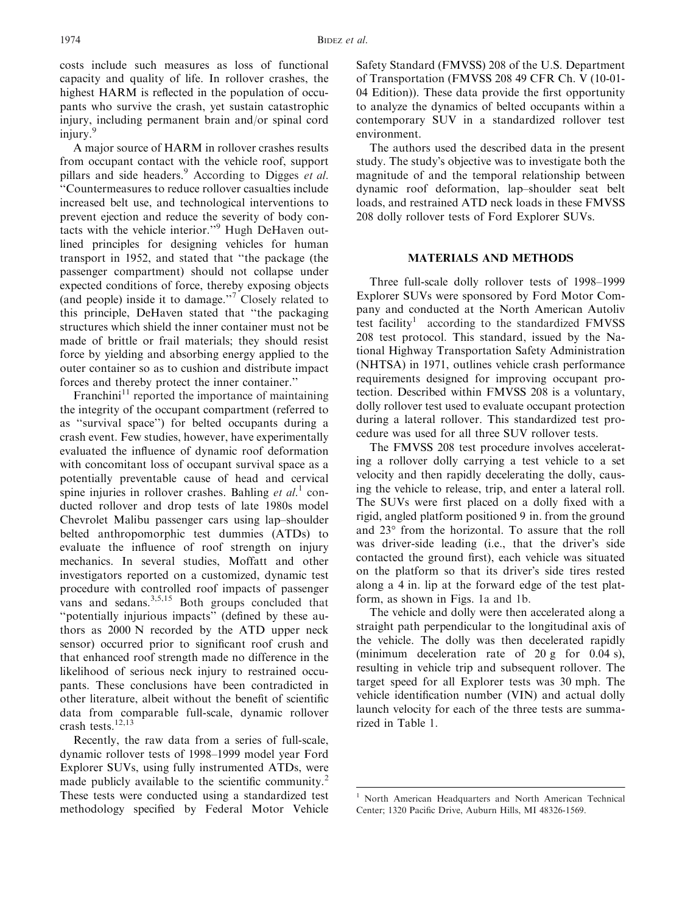costs include such measures as loss of functional capacity and quality of life. In rollover crashes, the highest HARM is reflected in the population of occupants who survive the crash, yet sustain catastrophic injury, including permanent brain and/or spinal cord injury.[9]

A major source of HARM in rollover crashes results from occupant contact with the vehicle roof, support pillars and side headers.[9] According to Digges *et al.* "Countermeasures to reduce rollover casualties include increased belt use, and technological interventions to prevent ejection and reduce the severity of body contacts with the vehicle interior."[9] Hugh DeHaven outlined principles for designing vehicles for human transport in 1952, and stated that "the package (the passenger compartment) should not collapse under expected conditions of force, thereby exposing objects (and people) inside it to damage."[7] Closely related to this principle, DeHaven stated that "the packaging structures which shield the inner container must not be made of brittle or frail materials; they should resist force by yielding and absorbing energy applied to the outer container so as to cushion and distribute impact forces and thereby protect the inner container."

Franchini[11] reported the importance of maintaining the integrity of the occupant compartment (referred to as "survival space") for belted occupants during a crash event. Few studies, however, have experimentally evaluated the influence of dynamic roof deformation with concomitant loss of occupant survival space as a potentially preventable cause of head and cervical spine injuries in rollover crashes. Bahling *et al.*[1] conducted rollover and drop tests of late 1980s model Chevrolet Malibu passenger cars using lap–shoulder belted anthropomorphic test dummies (ATDs) to evaluate the influence of roof strength on injury mechanics. In several studies, Moffatt and other investigators reported on a customized, dynamic test procedure with controlled roof impacts of passenger vans and sedans.[3,5,15] Both groups concluded that "potentially injurious impacts" (defined by these authors as 2000 N recorded by the ATD upper neck sensor) occurred prior to significant roof crush and that enhanced roof strength made no difference in the likelihood of serious neck injury to restrained occupants. These conclusions have been contradicted in other literature, albeit without the benefit of scientific data from comparable full-scale, dynamic rollover crash tests.[12,13]

Recently, the raw data from a series of full-scale, dynamic rollover tests of 1998–1999 model year Ford Explorer SUVs, using fully instrumented ATDs, were made publicly available to the scientific community.[2] These tests were conducted using a standardized test methodology specified by Federal Motor Vehicle Safety Standard (FMVSS) 208 of the U.S. Department of Transportation (FMVSS 208 49 CFR Ch. V (10-01-04 Edition)). These data provide the first opportunity to analyze the dynamics of belted occupants within a contemporary SUV in a standardized rollover test environment.

The authors used the described data in the present study. The study's objective was to investigate both the magnitude of and the temporal relationship between dynamic roof deformation, lap–shoulder seat belt loads, and restrained ATD neck loads in these FMVSS 208 dolly rollover tests of Ford Explorer SUVs.

## MATERIALS AND METHODS

Three full-scale dolly rollover tests of 1998–1999 Explorer SUVs were sponsored by Ford Motor Company and conducted at the North American Autoliv test facility[1] according to the standardized FMVSS 208 test protocol. This standard, issued by the National Highway Transportation Safety Administration (NHTSA) in 1971, outlines vehicle crash performance requirements designed for improving occupant protection. Described within FMVSS 208 is a voluntary, dolly rollover test used to evaluate occupant protection during a lateral rollover. This standardized test procedure was used for all three SUV rollover tests.

The FMVSS 208 test procedure involves accelerating a rollover dolly carrying a test vehicle to a set velocity and then rapidly decelerating the dolly, causing the vehicle to release, trip, and enter a lateral roll. The SUVs were first placed on a dolly fixed with a rigid, angled platform positioned 9 in. from the ground and 23° from the horizontal. To assure that the roll was driver-side leading (i.e., that the driver's side contacted the ground first), each vehicle was situated on the platform so that its driver's side tires rested along a 4 in. lip at the forward edge of the test platform, as shown in Figs. 1a and 1b.

The vehicle and dolly were then accelerated along a straight path perpendicular to the longitudinal axis of the vehicle. The dolly was then decelerated rapidly (minimum deceleration rate of 20 g for 0.04 s), resulting in vehicle trip and subsequent rollover. The target speed for all Explorer tests was 30 mph. The vehicle identification number (VIN) and actual dolly launch velocity for each of the three tests are summarized in Table 1.

---

[1] North American Headquarters and North American Technical Center; 1320 Pacific Drive, Auburn Hills, MI 48326-1569.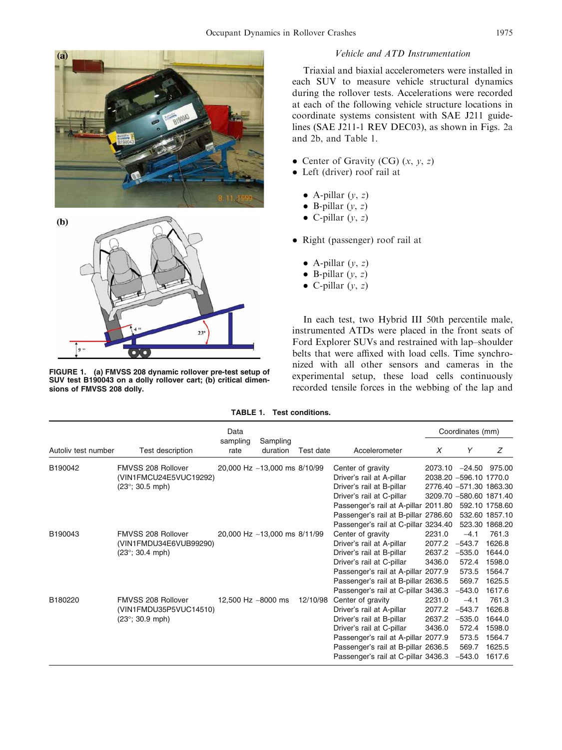FIGURE 1. (a) FMVSS 208 dynamic rollover pre-test setup of SUV test B190043 on a dolly rollover cart; (b) critical dimensions of FMVSS 208 dolly.

### Vehicle and ATD Instrumentation

Triaxial and biaxial accelerometers were installed in each SUV to measure vehicle structural dynamics during the rollover tests. Accelerations were recorded at each of the following vehicle structure locations in coordinate systems consistent with SAE J211 guidelines (SAE J211-1 REV DEC03), as shown in Figs. 2a and 2b, and Table 1.

- Center of Gravity (CG) (*x*, *y*, *z*)
- Left (driver) roof rail at
  - A-pillar (*y*, *z*)
  - B-pillar (*y*, *z*)
  - C-pillar (*y*, *z*)
- Right (passenger) roof rail at
  - A-pillar (*y*, *z*)
  - B-pillar (*y*, *z*)
  - C-pillar (*y*, *z*)

In each test, two Hybrid III 50th percentile male, instrumented ATDs were placed in the front seats of Ford Explorer SUVs and restrained with lap–shoulder belts that were affixed with load cells. Time synchronized with all other sensors and cameras in the experimental setup, these load cells continuously recorded tensile forces in the webbing of the lap and

**TABLE 1. Test conditions.**

| Autoliv test number | Test description | Data sampling rate | Sampling duration | Test date | Accelerometer | Coordinates (mm) X | Y | Z |
|---|---|---|---|---|---|---|---|---|
| B190042 | FMVSS 208 Rollover (VIN1FMCU24E5VUC19292) (23°; 30.5 mph) | 20,000 Hz | ~13,000 ms | 8/10/99 | Center of gravity | 2073.10 | −24.50 | 975.00 |
| | | | | | Driver's rail at A-pillar | 2038.20 | −596.10 | 1770.0 |
| | | | | | Driver's rail at B-pillar | 2776.40 | −571.30 | 1863.30 |
| | | | | | Driver's rail at C-pillar | 3209.70 | −580.60 | 1871.40 |
| | | | | | Passenger's rail at A-pillar | 2011.80 | 592.10 | 1758.60 |
| | | | | | Passenger's rail at B-pillar | 2786.60 | 532.60 | 1857.10 |
| | | | | | Passenger's rail at C-pillar | 3234.40 | 523.30 | 1868.20 |
| B190043 | FMVSS 208 Rollover (VIN1FMDU34E6VUB99290) (23°; 30.4 mph) | 20,000 Hz | ~13,000 ms | 8/11/99 | Center of gravity | 2231.0 | −4.1 | 761.3 |
| | | | | | Driver's rail at A-pillar | 2077.2 | −543.7 | 1626.8 |
| | | | | | Driver's rail at B-pillar | 2637.2 | −535.0 | 1644.0 |
| | | | | | Driver's rail at C-pillar | 3436.0 | 572.4 | 1598.0 |
| | | | | | Passenger's rail at A-pillar | 2077.9 | 573.5 | 1564.7 |
| | | | | | Passenger's rail at B-pillar | 2636.5 | 569.7 | 1625.5 |
| | | | | | Passenger's rail at C-pillar | 3436.3 | −543.0 | 1617.6 |
| B180220 | FMVSS 208 Rollover (VIN1FMDU35P5VUC14510) (23°; 30.9 mph) | 12,500 Hz | ~8000 ms | 12/10/98 | Center of gravity | 2231.0 | −4.1 | 761.3 |
| | | | | | Driver's rail at A-pillar | 2077.2 | −543.7 | 1626.8 |
| | | | | | Driver's rail at B-pillar | 2637.2 | −535.0 | 1644.0 |
| | | | | | Driver's rail at C-pillar | 3436.0 | 572.4 | 1598.0 |
| | | | | | Passenger's rail at A-pillar | 2077.9 | 573.5 | 1564.7 |
| | | | | | Passenger's rail at B-pillar | 2636.5 | 569.7 | 1625.5 |
| | | | | | Passenger's rail at C-pillar | 3436.3 | −543.0 | 1617.6 |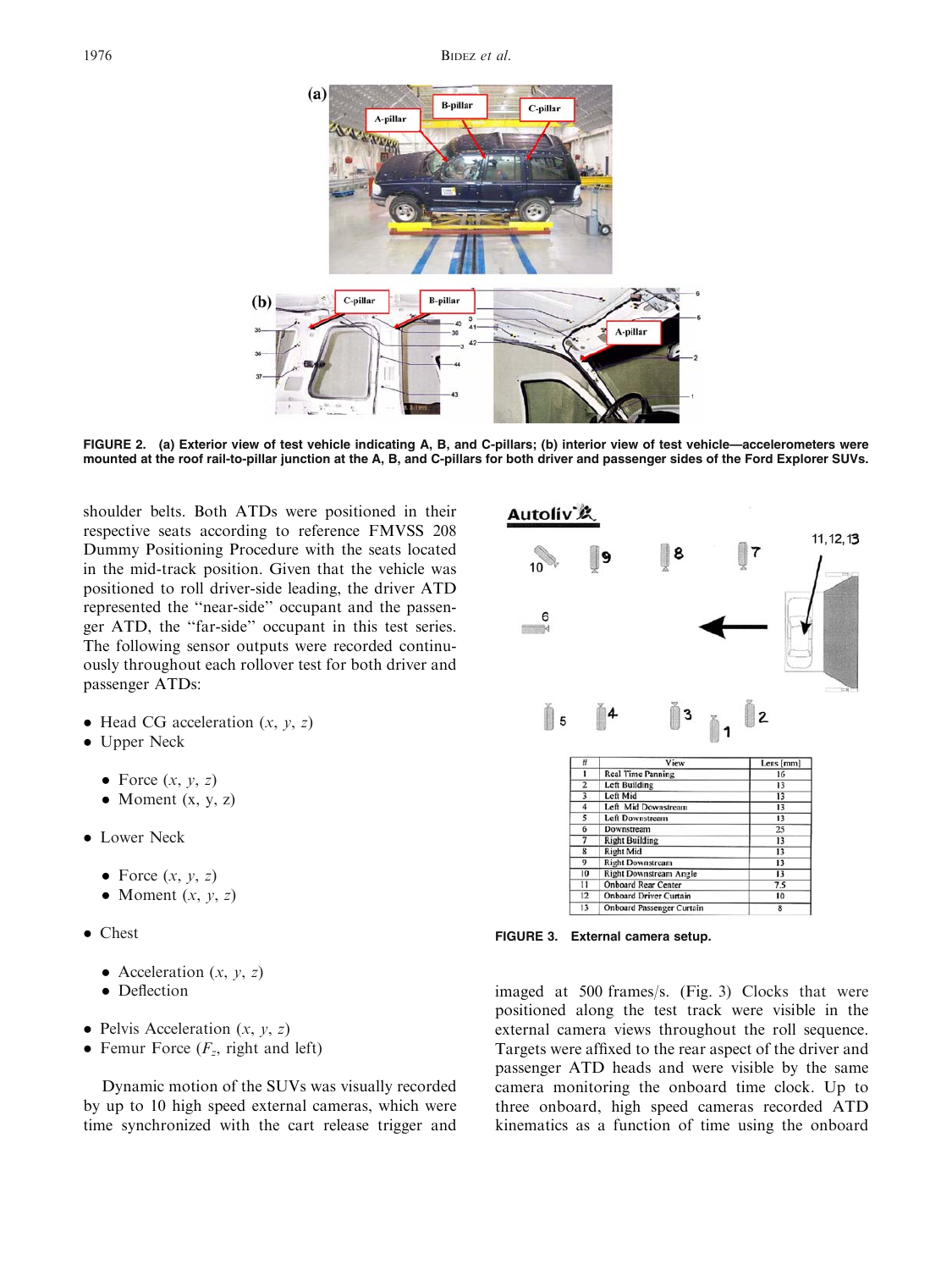FIGURE 2. (a) Exterior view of test vehicle indicating A, B, and C-pillars; (b) interior view of test vehicle—accelerometers were mounted at the roof rail-to-pillar junction at the A, B, and C-pillars for both driver and passenger sides of the Ford Explorer SUVs.

shoulder belts. Both ATDs were positioned in their respective seats according to reference FMVSS 208 Dummy Positioning Procedure with the seats located in the mid-track position. Given that the vehicle was positioned to roll driver-side leading, the driver ATD represented the "near-side" occupant and the passenger ATD, the "far-side" occupant in this test series. The following sensor outputs were recorded continuously throughout each rollover test for both driver and passenger ATDs:

- Head CG acceleration (*x*, *y*, *z*)
- Upper Neck
  - Force (*x*, *y*, *z*)
  - Moment (x, y, z)
- Lower Neck
  - Force (*x*, *y*, *z*)
  - Moment (*x*, *y*, *z*)
- Chest
  - Acceleration (*x*, *y*, *z*)
  - Deflection
- Pelvis Acceleration (*x*, *y*, *z*)
- Femur Force ($F_z$, right and left)

Dynamic motion of the SUVs was visually recorded by up to 10 high speed external cameras, which were time synchronized with the cart release trigger and imaged at 500 frames/s. (Fig. 3) Clocks that were positioned along the test track were visible in the external camera views throughout the roll sequence. Targets were affixed to the rear aspect of the driver and passenger ATD heads and were visible by the same camera monitoring the onboard time clock. Up to three onboard, high speed cameras recorded ATD kinematics as a function of time using the onboard

| # | View | Lens [mm] |
|---|---|---|
| 1 | Real Time Panning | 16 |
| 2 | Left Building | 13 |
| 3 | Left Mid | 13 |
| 4 | Left Mid Downstream | 13 |
| 5 | Left Downstream | 13 |
| 6 | Downstream | 25 |
| 7 | Right Building | 13 |
| 8 | Right Mid | 13 |
| 9 | Right Downstream | 13 |
| 10 | Right Downstream Angle | 13 |
| 11 | Onboard Rear Center | 7.5 |
| 12 | Onboard Driver Curtain | 10 |
| 13 | Onboard Passenger Curtain | 8 |

FIGURE 3. External camera setup.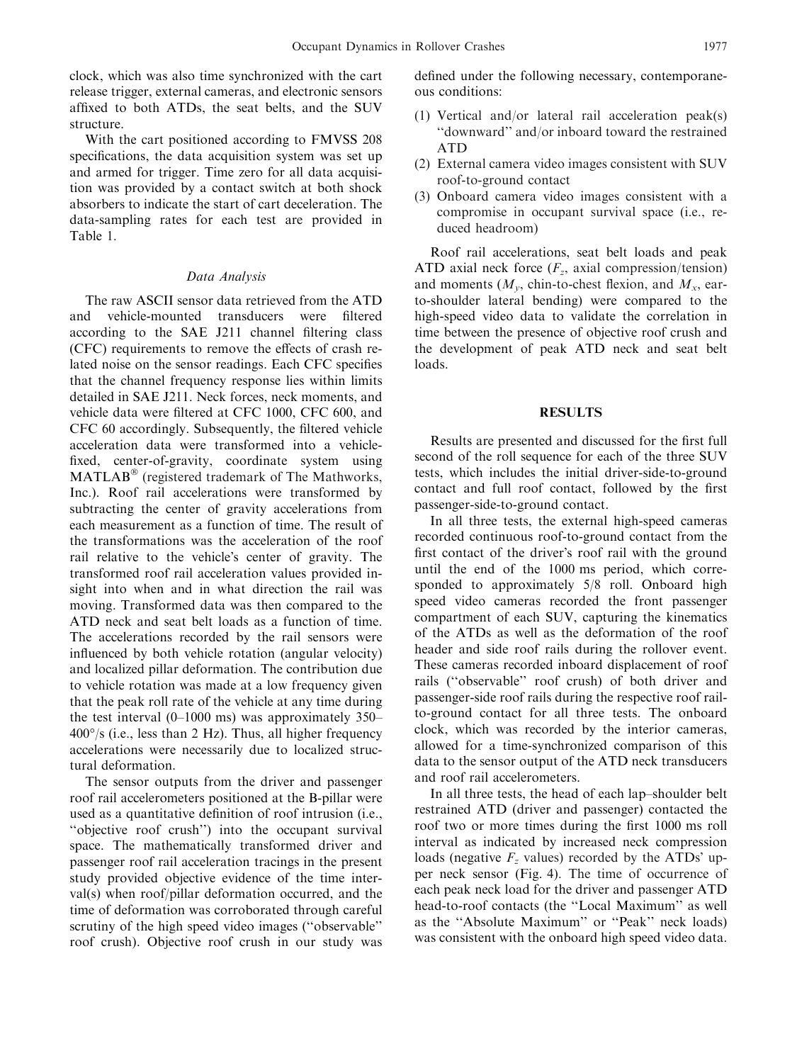clock, which was also time synchronized with the cart release trigger, external cameras, and electronic sensors affixed to both ATDs, the seat belts, and the SUV structure.

With the cart positioned according to FMVSS 208 specifications, the data acquisition system was set up and armed for trigger. Time zero for all data acquisition was provided by a contact switch at both shock absorbers to indicate the start of cart deceleration. The data-sampling rates for each test are provided in Table 1.

### Data Analysis

The raw ASCII sensor data retrieved from the ATD and vehicle-mounted transducers were filtered according to the SAE J211 channel filtering class (CFC) requirements to remove the effects of crash related noise on the sensor readings. Each CFC specifies that the channel frequency response lies within limits detailed in SAE J211. Neck forces, neck moments, and vehicle data were filtered at CFC 1000, CFC 600, and CFC 60 accordingly. Subsequently, the filtered vehicle acceleration data were transformed into a vehicle-fixed, center-of-gravity, coordinate system using MATLAB® (registered trademark of The Mathworks, Inc.). Roof rail accelerations were transformed by subtracting the center of gravity accelerations from each measurement as a function of time. The result of the transformations was the acceleration of the roof rail relative to the vehicle's center of gravity. The transformed roof rail acceleration values provided insight into when and in what direction the rail was moving. Transformed data was then compared to the ATD neck and seat belt loads as a function of time. The accelerations recorded by the rail sensors were influenced by both vehicle rotation (angular velocity) and localized pillar deformation. The contribution due to vehicle rotation was made at a low frequency given that the peak roll rate of the vehicle at any time during the test interval (0–1000 ms) was approximately 350–400°/s (i.e., less than 2 Hz). Thus, all higher frequency accelerations were necessarily due to localized structural deformation.

The sensor outputs from the driver and passenger roof rail accelerometers positioned at the B-pillar were used as a quantitative definition of roof intrusion (i.e., "objective roof crush") into the occupant survival space. The mathematically transformed driver and passenger roof rail acceleration tracings in the present study provided objective evidence of the time interval(s) when roof/pillar deformation occurred, and the time of deformation was corroborated through careful scrutiny of the high speed video images ("observable" roof crush). Objective roof crush in our study was defined under the following necessary, contemporaneous conditions:

(1) Vertical and/or lateral rail acceleration peak(s) "downward" and/or inboard toward the restrained ATD
(2) External camera video images consistent with SUV roof-to-ground contact
(3) Onboard camera video images consistent with a compromise in occupant survival space (i.e., reduced headroom)

Roof rail accelerations, seat belt loads and peak ATD axial neck force ($F_z$, axial compression/tension) and moments ($M_y$, chin-to-chest flexion, and $M_x$, ear-to-shoulder lateral bending) were compared to the high-speed video data to validate the correlation in time between the presence of objective roof crush and the development of peak ATD neck and seat belt loads.

## RESULTS

Results are presented and discussed for the first full second of the roll sequence for each of the three SUV tests, which includes the initial driver-side-to-ground contact and full roof contact, followed by the first passenger-side-to-ground contact.

In all three tests, the external high-speed cameras recorded continuous roof-to-ground contact from the first contact of the driver's roof rail with the ground until the end of the 1000 ms period, which corresponded to approximately 5/8 roll. Onboard high speed video cameras recorded the front passenger compartment of each SUV, capturing the kinematics of the ATDs as well as the deformation of the roof header and side roof rails during the rollover event. These cameras recorded inboard displacement of roof rails ("observable" roof crush) of both driver and passenger-side roof rails during the respective roof rail-to-ground contact for all three tests. The onboard clock, which was recorded by the interior cameras, allowed for a time-synchronized comparison of this data to the sensor output of the ATD neck transducers and roof rail accelerometers.

In all three tests, the head of each lap–shoulder belt restrained ATD (driver and passenger) contacted the roof two or more times during the first 1000 ms roll interval as indicated by increased neck compression loads (negative $F_z$ values) recorded by the ATDs' upper neck sensor (Fig. 4). The time of occurrence of each peak neck load for the driver and passenger ATD head-to-roof contacts (the "Local Maximum" as well as the "Absolute Maximum" or "Peak" neck loads) was consistent with the onboard high speed video data.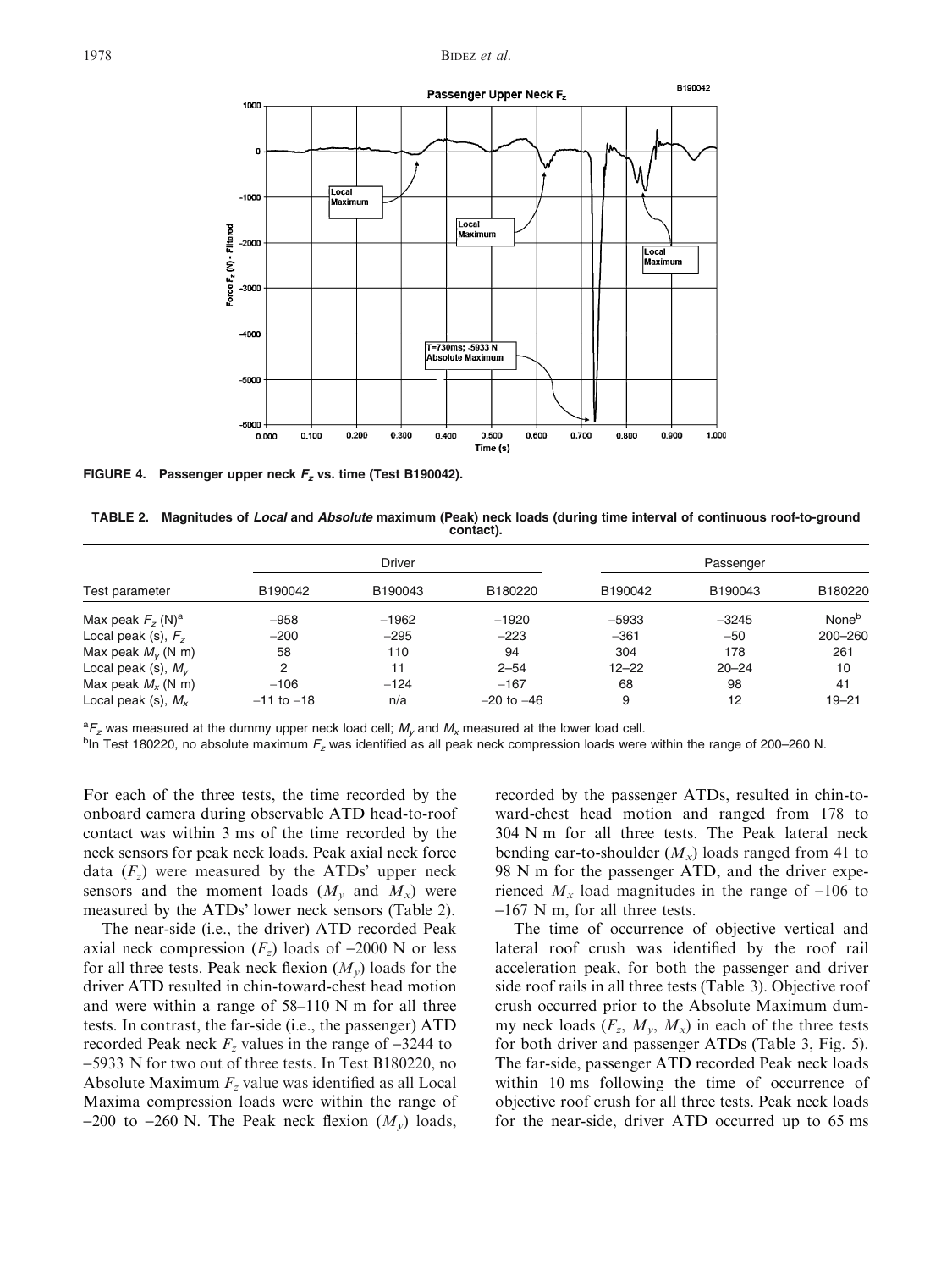FIGURE 4. Passenger upper neck $F_z$ vs. time (Test B190042).

TABLE 2. Magnitudes of *Local* and *Absolute* maximum (Peak) neck loads (during time interval of continuous roof-to-ground contact).

| Test parameter | Driver | | | Passenger | | |
|---|---|---|---|---|---|---|
| | B190042 | B190043 | B180220 | B190042 | B190043 | B180220 |
| Max peak $F_z$ (N)[a] | −958 | −1962 | −1920 | −5933 | −3245 | None[b] |
| Local peak (s), $F_z$ | −200 | −295 | −223 | −361 | −50 | 200–260 |
| Max peak $M_y$ (N m) | 58 | 110 | 94 | 304 | 178 | 261 |
| Local peak (s), $M_y$ | 2 | 11 | 2–54 | 12–22 | 20–24 | 10 |
| Max peak $M_x$ (N m) | −106 | −124 | −167 | 68 | 98 | 41 |
| Local peak (s), $M_x$ | −11 to −18 | n/a | −20 to −46 | 9 | 12 | 19–21 |

[a] $F_z$ was measured at the dummy upper neck load cell; $M_y$ and $M_x$ measured at the lower load cell.

[b] In Test 180220, no absolute maximum $F_z$ was identified as all peak neck compression loads were within the range of 200–260 N.

For each of the three tests, the time recorded by the onboard camera during observable ATD head-to-roof contact was within 3 ms of the time recorded by the neck sensors for peak neck loads. Peak axial neck force data ($F_z$) were measured by the ATDs' upper neck sensors and the moment loads ($M_y$ and $M_x$) were measured by the ATDs' lower neck sensors (Table 2).

The near-side (i.e., the driver) ATD recorded Peak axial neck compression ($F_z$) loads of −2000 N or less for all three tests. Peak neck flexion ($M_y$) loads for the driver ATD resulted in chin-toward-chest head motion and were within a range of 58–110 N m for all three tests. In contrast, the far-side (i.e., the passenger) ATD recorded Peak neck $F_z$ values in the range of −3244 to −5933 N for two out of three tests. In Test B180220, no Absolute Maximum $F_z$ value was identified as all Local Maxima compression loads were within the range of −200 to −260 N. The Peak neck flexion ($M_y$) loads, recorded by the passenger ATDs, resulted in chin-toward-chest head motion and ranged from 178 to 304 N m for all three tests. The Peak lateral neck bending ear-to-shoulder ($M_x$) loads ranged from 41 to 98 N m for the passenger ATD, and the driver experienced $M_x$ load magnitudes in the range of −106 to −167 N m, for all three tests.

The time of occurrence of objective vertical and lateral roof crush was identified by the roof rail acceleration peak, for both the passenger and driver side roof rails in all three tests (Table 3). Objective roof crush occurred prior to the Absolute Maximum dummy neck loads ($F_z$, $M_y$, $M_x$) in each of the three tests for both driver and passenger ATDs (Table 3, Fig. 5). The far-side, passenger ATD recorded Peak neck loads within 10 ms following the time of occurrence of objective roof crush for all three tests. Peak neck loads for the near-side, driver ATD occurred up to 65 ms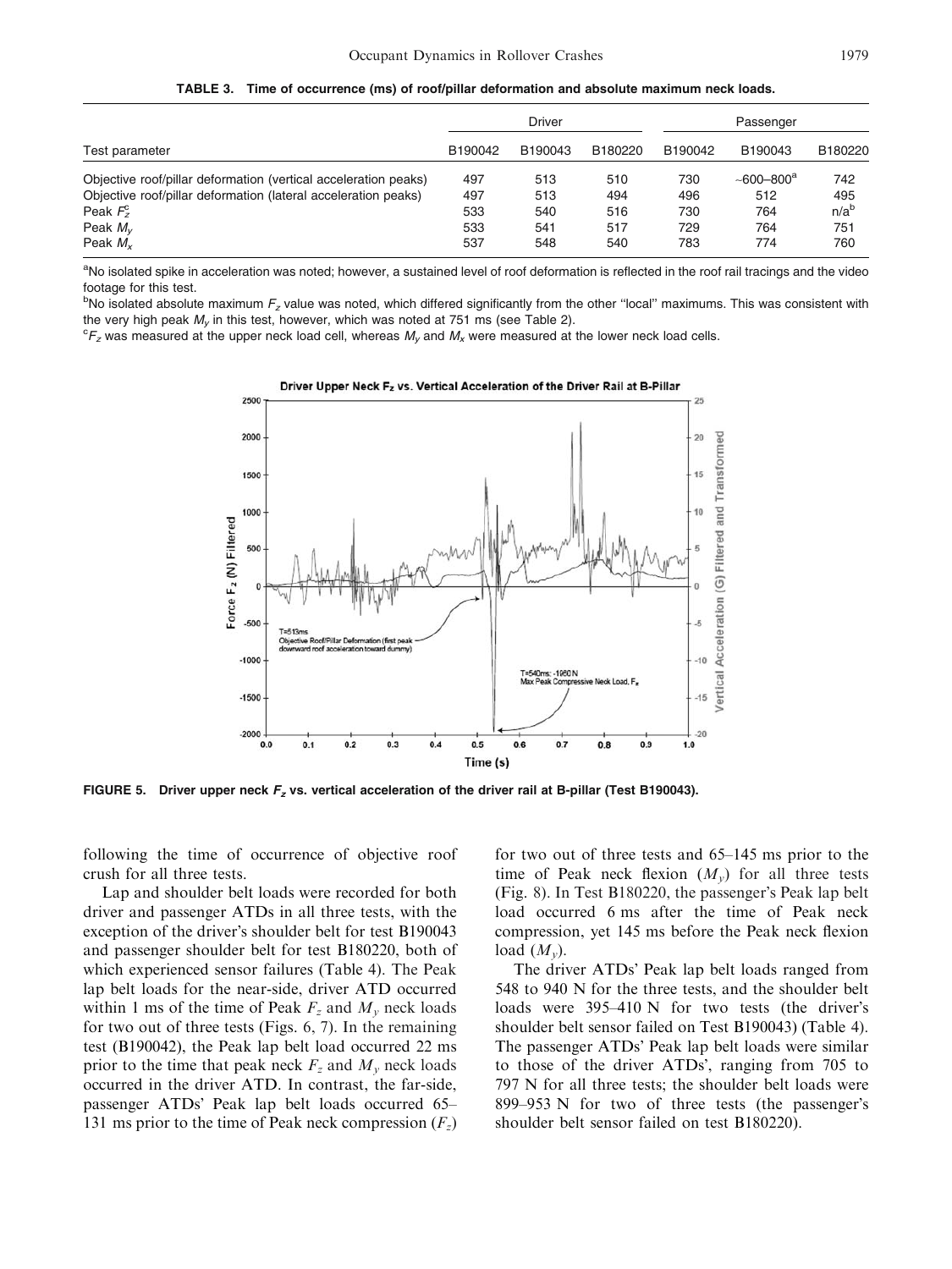**TABLE 3. Time of occurrence (ms) of roof/pillar deformation and absolute maximum neck loads.**

| Test parameter | Driver | | | Passenger | | |
|---|---|---|---|---|---|---|
| | B190042 | B190043 | B180220 | B190042 | B190043 | B180220 |
| Objective roof/pillar deformation (vertical acceleration peaks) | 497 | 513 | 510 | 730 | ~600–800[a] | 742 |
| Objective roof/pillar deformation (lateral acceleration peaks) | 497 | 513 | 494 | 496 | 512 | 495 |
| Peak $F_z^c$ | 533 | 540 | 516 | 730 | 764 | n/a[b] |
| Peak $M_y$ | 533 | 541 | 517 | 729 | 764 | 751 |
| Peak $M_x$ | 537 | 548 | 540 | 783 | 774 | 760 |

[a]No isolated spike in acceleration was noted; however, a sustained level of roof deformation is reflected in the roof rail tracings and the video footage for this test.

[b]No isolated absolute maximum $F_z$ value was noted, which differed significantly from the other ''local'' maximums. This was consistent with the very high peak $M_y$ in this test, however, which was noted at 751 ms (see Table 2).

[c]$F_z$ was measured at the upper neck load cell, whereas $M_y$ and $M_x$ were measured at the lower neck load cells.

**FIGURE 5. Driver upper neck $F_z$ vs. vertical acceleration of the driver rail at B-pillar (Test B190043).**

following the time of occurrence of objective roof crush for all three tests.

Lap and shoulder belt loads were recorded for both driver and passenger ATDs in all three tests, with the exception of the driver's shoulder belt for test B190043 and passenger shoulder belt for test B180220, both of which experienced sensor failures (Table 4). The Peak lap belt loads for the near-side, driver ATD occurred within 1 ms of the time of Peak $F_z$ and $M_y$ neck loads for two out of three tests (Figs. 6, 7). In the remaining test (B190042), the Peak lap belt load occurred 22 ms prior to the time that peak neck $F_z$ and $M_y$ neck loads occurred in the driver ATD. In contrast, the far-side, passenger ATDs' Peak lap belt loads occurred 65–131 ms prior to the time of Peak neck compression ($F_z$) for two out of three tests and 65–145 ms prior to the time of Peak neck flexion ($M_y$) for all three tests (Fig. 8). In Test B180220, the passenger's Peak lap belt load occurred 6 ms after the time of Peak neck compression, yet 145 ms before the Peak neck flexion load ($M_y$).

The driver ATDs' Peak lap belt loads ranged from 548 to 940 N for the three tests, and the shoulder belt loads were 395–410 N for two tests (the driver's shoulder belt sensor failed on Test B190043) (Table 4). The passenger ATDs' Peak lap belt loads were similar to those of the driver ATDs', ranging from 705 to 797 N for all three tests; the shoulder belt loads were 899–953 N for two of three tests (the passenger's shoulder belt sensor failed on test B180220).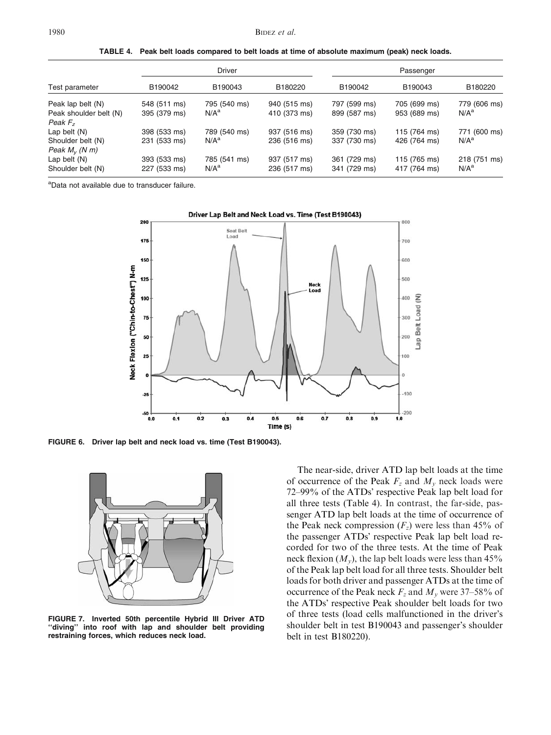TABLE 4. Peak belt loads compared to belt loads at time of absolute maximum (peak) neck loads.

| Test parameter | Driver | | | Passenger | | |
|---|---|---|---|---|---|---|
| | B190042 | B190043 | B180220 | B190042 | B190043 | B180220 |
| Peak lap belt (N) | 548 (511 ms) | 795 (540 ms) | 940 (515 ms) | 797 (599 ms) | 705 (699 ms) | 779 (606 ms) |
| Peak shoulder belt (N) | 395 (379 ms) | N/A[a] | 410 (373 ms) | 899 (587 ms) | 953 (689 ms) | N/A[a] |
| *Peak $F_z$* | | | | | | |
| Lap belt (N) | 398 (533 ms) | 789 (540 ms) | 937 (516 ms) | 359 (730 ms) | 115 (764 ms) | 771 (600 ms) |
| Shoulder belt (N) | 231 (533 ms) | N/A[a] | 236 (516 ms) | 337 (730 ms) | 426 (764 ms) | N/A[a] |
| *Peak $M_y$ (N m)* | | | | | | |
| Lap belt (N) | 393 (533 ms) | 785 (541 ms) | 937 (517 ms) | 361 (729 ms) | 115 (765 ms) | 218 (751 ms) |
| Shoulder belt (N) | 227 (533 ms) | N/A[a] | 236 (517 ms) | 341 (729 ms) | 417 (764 ms) | N/A[a] |

[a]Data not available due to transducer failure.

FIGURE 6. Driver lap belt and neck load vs. time (Test B190043).

FIGURE 7. Inverted 50th percentile Hybrid III Driver ATD "diving" into roof with lap and shoulder belt providing restraining forces, which reduces neck load.

The near-side, driver ATD lap belt loads at the time of occurrence of the Peak $F_z$ and $M_y$ neck loads were 72–99% of the ATDs' respective Peak lap belt load for all three tests (Table 4). In contrast, the far-side, passenger ATD lap belt loads at the time of occurrence of the Peak neck compression ($F_z$) were less than 45% of the passenger ATDs' respective Peak lap belt load recorded for two of the three tests. At the time of Peak neck flexion ($M_y$), the lap belt loads were less than 45% of the Peak lap belt load for all three tests. Shoulder belt loads for both driver and passenger ATDs at the time of occurrence of the Peak neck $F_z$ and $M_y$ were 37–58% of the ATDs' respective Peak shoulder belt loads for two of three tests (load cells malfunctioned in the driver's shoulder belt in test B190043 and passenger's shoulder belt in test B180220).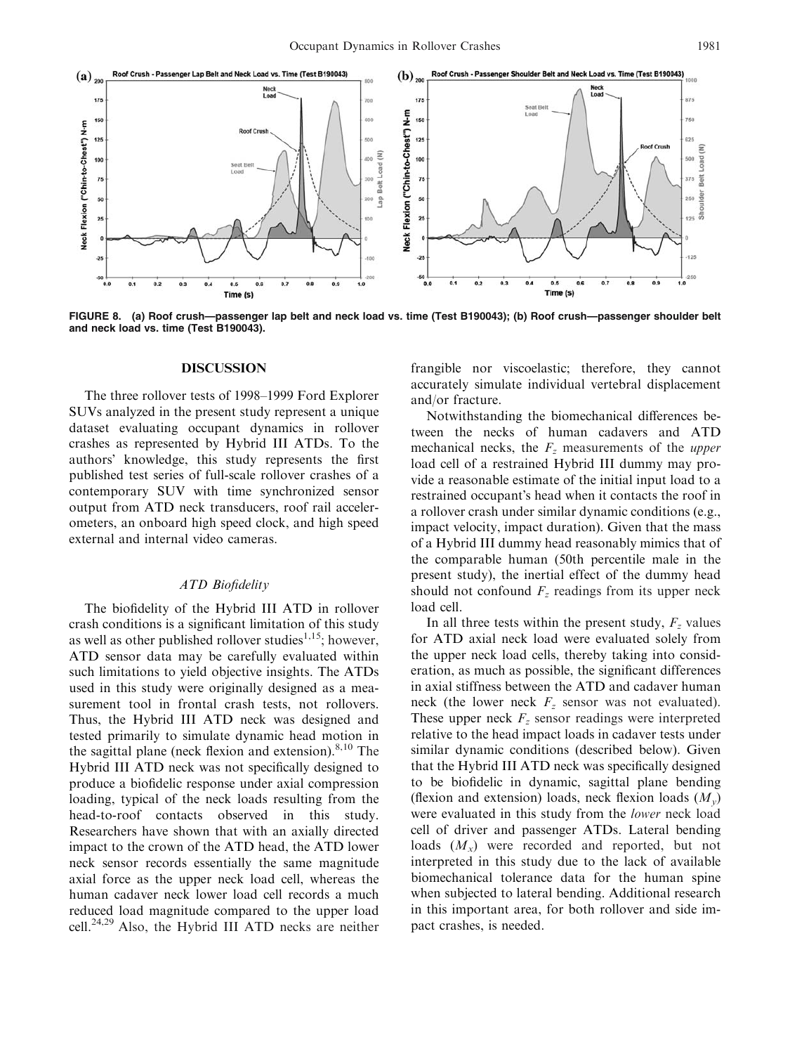FIGURE 8. (a) Roof crush—passenger lap belt and neck load vs. time (Test B190043); (b) Roof crush—passenger shoulder belt and neck load vs. time (Test B190043).

## DISCUSSION

The three rollover tests of 1998–1999 Ford Explorer SUVs analyzed in the present study represent a unique dataset evaluating occupant dynamics in rollover crashes as represented by Hybrid III ATDs. To the authors' knowledge, this study represents the first published test series of full-scale rollover crashes of a contemporary SUV with time synchronized sensor output from ATD neck transducers, roof rail accelerometers, an onboard high speed clock, and high speed external and internal video cameras.

### *ATD Biofidelity*

The biofidelity of the Hybrid III ATD in rollover crash conditions is a significant limitation of this study as well as other published rollover studies[1,15]; however, ATD sensor data may be carefully evaluated within such limitations to yield objective insights. The ATDs used in this study were originally designed as a measurement tool in frontal crash tests, not rollovers. Thus, the Hybrid III ATD neck was designed and tested primarily to simulate dynamic head motion in the sagittal plane (neck flexion and extension).[8,10] The Hybrid III ATD neck was not specifically designed to produce a biofidelic response under axial compression loading, typical of the neck loads resulting from the head-to-roof contacts observed in this study. Researchers have shown that with an axially directed impact to the crown of the ATD head, the ATD lower neck sensor records essentially the same magnitude axial force as the upper neck load cell, whereas the human cadaver neck lower load cell records a much reduced load magnitude compared to the upper load cell.[24,29] Also, the Hybrid III ATD necks are neither frangible nor viscoelastic; therefore, they cannot accurately simulate individual vertebral displacement and/or fracture.

Notwithstanding the biomechanical differences between the necks of human cadavers and ATD mechanical necks, the $F_z$ measurements of the *upper* load cell of a restrained Hybrid III dummy may provide a reasonable estimate of the initial input load to a restrained occupant's head when it contacts the roof in a rollover crash under similar dynamic conditions (e.g., impact velocity, impact duration). Given that the mass of a Hybrid III dummy head reasonably mimics that of the comparable human (50th percentile male in the present study), the inertial effect of the dummy head should not confound $F_z$ readings from its upper neck load cell.

In all three tests within the present study, $F_z$ values for ATD axial neck load were evaluated solely from the upper neck load cells, thereby taking into consideration, as much as possible, the significant differences in axial stiffness between the ATD and cadaver human neck (the lower neck $F_z$ sensor was not evaluated). These upper neck $F_z$ sensor readings were interpreted relative to the head impact loads in cadaver tests under similar dynamic conditions (described below). Given that the Hybrid III ATD neck was specifically designed to be biofidelic in dynamic, sagittal plane bending (flexion and extension) loads, neck flexion loads ($M_y$) were evaluated in this study from the *lower* neck load cell of driver and passenger ATDs. Lateral bending loads ($M_x$) were recorded and reported, but not interpreted in this study due to the lack of available biomechanical tolerance data for the human spine when subjected to lateral bending. Additional research in this important area, for both rollover and side impact crashes, is needed.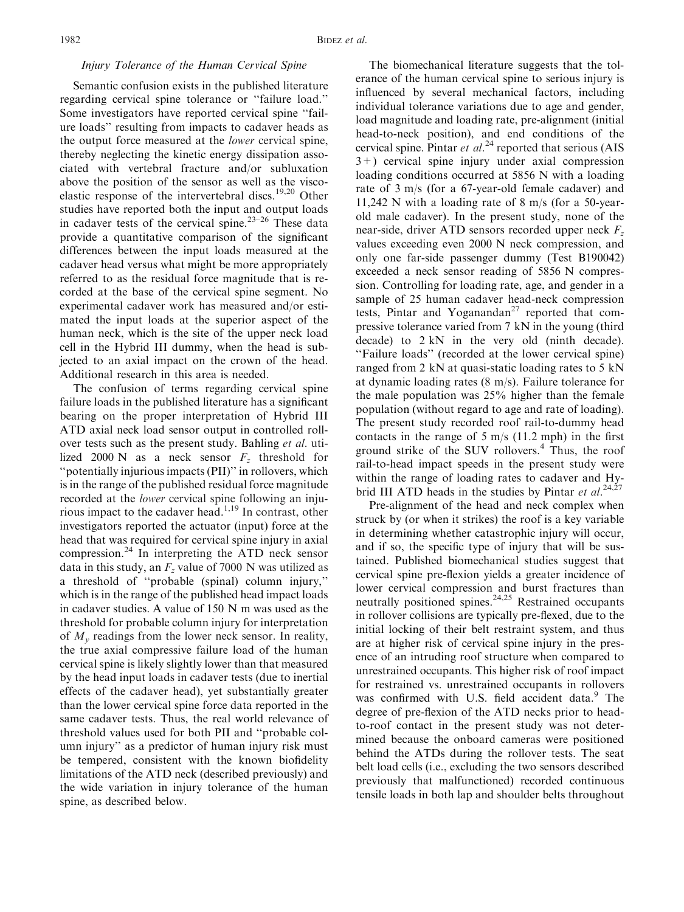### *Injury Tolerance of the Human Cervical Spine*

Semantic confusion exists in the published literature regarding cervical spine tolerance or "failure load." Some investigators have reported cervical spine "failure loads" resulting from impacts to cadaver heads as the output force measured at the *lower* cervical spine, thereby neglecting the kinetic energy dissipation associated with vertebral fracture and/or subluxation above the position of the sensor as well as the viscoelastic response of the intervertebral discs.[19,20] Other studies have reported both the input and output loads in cadaver tests of the cervical spine.[23–26] These data provide a quantitative comparison of the significant differences between the input loads measured at the cadaver head versus what might be more appropriately referred to as the residual force magnitude that is recorded at the base of the cervical spine segment. No experimental cadaver work has measured and/or estimated the input loads at the superior aspect of the human neck, which is the site of the upper neck load cell in the Hybrid III dummy, when the head is subjected to an axial impact on the crown of the head. Additional research in this area is needed.

The confusion of terms regarding cervical spine failure loads in the published literature has a significant bearing on the proper interpretation of Hybrid III ATD axial neck load sensor output in controlled rollover tests such as the present study. Bahling *et al.* utilized 2000 N as a neck sensor $F_z$ threshold for "potentially injurious impacts (PII)" in rollovers, which is in the range of the published residual force magnitude recorded at the *lower* cervical spine following an injurious impact to the cadaver head.[1,19] In contrast, other investigators reported the actuator (input) force at the head that was required for cervical spine injury in axial compression.[24] In interpreting the ATD neck sensor data in this study, an $F_z$ value of 7000 N was utilized as a threshold of "probable (spinal) column injury," which is in the range of the published head impact loads in cadaver studies. A value of 150 N m was used as the threshold for probable column injury for interpretation of $M_y$ readings from the lower neck sensor. In reality, the true axial compressive failure load of the human cervical spine is likely slightly lower than that measured by the head input loads in cadaver tests (due to inertial effects of the cadaver head), yet substantially greater than the lower cervical spine force data reported in the same cadaver tests. Thus, the real world relevance of threshold values used for both PII and "probable column injury" as a predictor of human injury risk must be tempered, consistent with the known biofidelity limitations of the ATD neck (described previously) and the wide variation in injury tolerance of the human spine, as described below.

The biomechanical literature suggests that the tolerance of the human cervical spine to serious injury is influenced by several mechanical factors, including individual tolerance variations due to age and gender, load magnitude and loading rate, pre-alignment (initial head-to-neck position), and end conditions of the cervical spine. Pintar *et al.*[24] reported that serious (AIS 3+) cervical spine injury under axial compression loading conditions occurred at 5856 N with a loading rate of 3 m/s (for a 67-year-old female cadaver) and 11,242 N with a loading rate of 8 m/s (for a 50-year-old male cadaver). In the present study, none of the near-side, driver ATD sensors recorded upper neck $F_z$ values exceeding even 2000 N neck compression, and only one far-side passenger dummy (Test B190042) exceeded a neck sensor reading of 5856 N compression. Controlling for loading rate, age, and gender in a sample of 25 human cadaver head-neck compression tests, Pintar and Yoganandan[27] reported that compressive tolerance varied from 7 kN in the young (third decade) to 2 kN in the very old (ninth decade). "Failure loads" (recorded at the lower cervical spine) ranged from 2 kN at quasi-static loading rates to 5 kN at dynamic loading rates (8 m/s). Failure tolerance for the male population was 25% higher than the female population (without regard to age and rate of loading). The present study recorded roof rail-to-dummy head contacts in the range of 5 m/s (11.2 mph) in the first ground strike of the SUV rollovers.[4] Thus, the roof rail-to-head impact speeds in the present study were within the range of loading rates to cadaver and Hybrid III ATD heads in the studies by Pintar *et al.*[24,27]

Pre-alignment of the head and neck complex when struck by (or when it strikes) the roof is a key variable in determining whether catastrophic injury will occur, and if so, the specific type of injury that will be sustained. Published biomechanical studies suggest that cervical spine pre-flexion yields a greater incidence of lower cervical compression and burst fractures than neutrally positioned spines.[24,25] Restrained occupants in rollover collisions are typically pre-flexed, due to the initial locking of their belt restraint system, and thus are at higher risk of cervical spine injury in the presence of an intruding roof structure when compared to unrestrained occupants. This higher risk of roof impact for restrained vs. unrestrained occupants in rollovers was confirmed with U.S. field accident data.[9] The degree of pre-flexion of the ATD necks prior to head-to-roof contact in the present study was not determined because the onboard cameras were positioned behind the ATDs during the rollover tests. The seat belt load cells (i.e., excluding the two sensors described previously that malfunctioned) recorded continuous tensile loads in both lap and shoulder belts throughout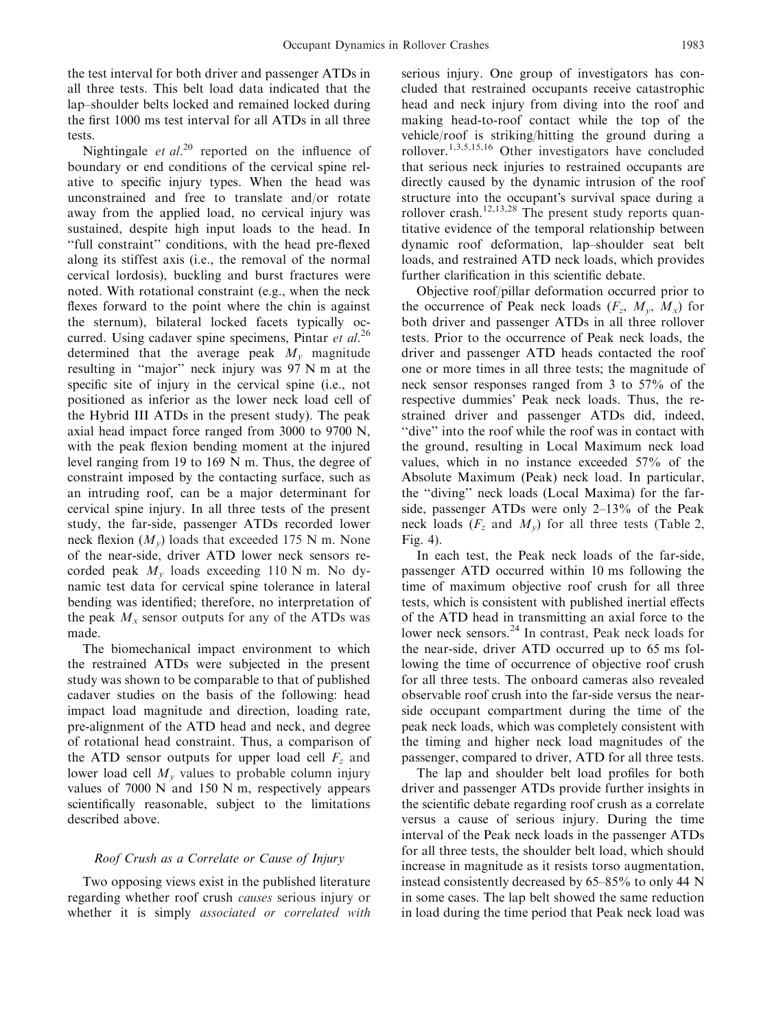the test interval for both driver and passenger ATDs in all three tests. This belt load data indicated that the lap–shoulder belts locked and remained locked during the first 1000 ms test interval for all ATDs in all three tests.

Nightingale *et al*.[20] reported on the influence of boundary or end conditions of the cervical spine relative to specific injury types. When the head was unconstrained and free to translate and/or rotate away from the applied load, no cervical injury was sustained, despite high input loads to the head. In "full constraint" conditions, with the head pre-flexed along its stiffest axis (i.e., the removal of the normal cervical lordosis), buckling and burst fractures were noted. With rotational constraint (e.g., when the neck flexes forward to the point where the chin is against the sternum), bilateral locked facets typically occurred. Using cadaver spine specimens, Pintar *et al*.[26] determined that the average peak $M_y$ magnitude resulting in "major" neck injury was 97 N m at the specific site of injury in the cervical spine (i.e., not positioned as inferior as the lower neck load cell of the Hybrid III ATDs in the present study). The peak axial head impact force ranged from 3000 to 9700 N, with the peak flexion bending moment at the injured level ranging from 19 to 169 N m. Thus, the degree of constraint imposed by the contacting surface, such as an intruding roof, can be a major determinant for cervical spine injury. In all three tests of the present study, the far-side, passenger ATDs recorded lower neck flexion ($M_y$) loads that exceeded 175 N m. None of the near-side, driver ATD lower neck sensors recorded peak $M_y$ loads exceeding 110 N m. No dynamic test data for cervical spine tolerance in lateral bending was identified; therefore, no interpretation of the peak $M_x$ sensor outputs for any of the ATDs was made.

The biomechanical impact environment to which the restrained ATDs were subjected in the present study was shown to be comparable to that of published cadaver studies on the basis of the following: head impact load magnitude and direction, loading rate, pre-alignment of the ATD head and neck, and degree of rotational head constraint. Thus, a comparison of the ATD sensor outputs for upper load cell $F_z$ and lower load cell $M_y$ values to probable column injury values of 7000 N and 150 N m, respectively appears scientifically reasonable, subject to the limitations described above.

### *Roof Crush as a Correlate or Cause of Injury*

Two opposing views exist in the published literature regarding whether roof crush *causes* serious injury or whether it is simply *associated or correlated with* serious injury. One group of investigators has concluded that restrained occupants receive catastrophic head and neck injury from diving into the roof and making head-to-roof contact while the top of the vehicle/roof is striking/hitting the ground during a rollover.[1,3,5,15,16] Other investigators have concluded that serious neck injuries to restrained occupants are directly caused by the dynamic intrusion of the roof structure into the occupant's survival space during a rollover crash.[12,13,28] The present study reports quantitative evidence of the temporal relationship between dynamic roof deformation, lap–shoulder seat belt loads, and restrained ATD neck loads, which provides further clarification in this scientific debate.

Objective roof/pillar deformation occurred prior to the occurrence of Peak neck loads ($F_z$, $M_y$, $M_x$) for both driver and passenger ATDs in all three rollover tests. Prior to the occurrence of Peak neck loads, the driver and passenger ATD heads contacted the roof one or more times in all three tests; the magnitude of neck sensor responses ranged from 3 to 57% of the respective dummies' Peak neck loads. Thus, the restrained driver and passenger ATDs did, indeed, "dive" into the roof while the roof was in contact with the ground, resulting in Local Maximum neck load values, which in no instance exceeded 57% of the Absolute Maximum (Peak) neck load. In particular, the "diving" neck loads (Local Maxima) for the far-side, passenger ATDs were only 2–13% of the Peak neck loads ($F_z$ and $M_y$) for all three tests (Table 2, Fig. 4).

In each test, the Peak neck loads of the far-side, passenger ATD occurred within 10 ms following the time of maximum objective roof crush for all three tests, which is consistent with published inertial effects of the ATD head in transmitting an axial force to the lower neck sensors.[24] In contrast, Peak neck loads for the near-side, driver ATD occurred up to 65 ms following the time of occurrence of objective roof crush for all three tests. The onboard cameras also revealed observable roof crush into the far-side versus the near-side occupant compartment during the time of the peak neck loads, which was completely consistent with the timing and higher neck load magnitudes of the passenger, compared to driver, ATD for all three tests.

The lap and shoulder belt load profiles for both driver and passenger ATDs provide further insights in the scientific debate regarding roof crush as a correlate versus a cause of serious injury. During the time interval of the Peak neck loads in the passenger ATDs for all three tests, the shoulder belt load, which should increase in magnitude as it resists torso augmentation, instead consistently decreased by 65–85% to only 44 N in some cases. The lap belt showed the same reduction in load during the time period that Peak neck load was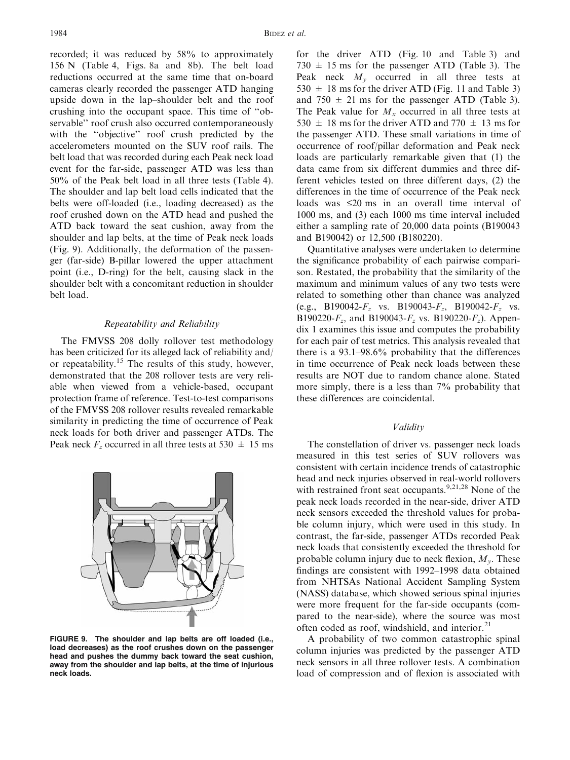recorded; it was reduced by 58% to approximately 156 N (Table 4, Figs. 8a and 8b). The belt load reductions occurred at the same time that on-board cameras clearly recorded the passenger ATD hanging upside down in the lap–shoulder belt and the roof crushing into the occupant space. This time of ''observable'' roof crush also occurred contemporaneously with the ''objective'' roof crush predicted by the accelerometers mounted on the SUV roof rails. The belt load that was recorded during each Peak neck load event for the far-side, passenger ATD was less than 50% of the Peak belt load in all three tests (Table 4). The shoulder and lap belt load cells indicated that the belts were off-loaded (i.e., loading decreased) as the roof crushed down on the ATD head and pushed the ATD back toward the seat cushion, away from the shoulder and lap belts, at the time of Peak neck loads (Fig. 9). Additionally, the deformation of the passenger (far-side) B-pillar lowered the upper attachment point (i.e., D-ring) for the belt, causing slack in the shoulder belt with a concomitant reduction in shoulder belt load.

### Repeatability and Reliability

The FMVSS 208 dolly rollover test methodology has been criticized for its alleged lack of reliability and/or repeatability.[15] The results of this study, however, demonstrated that the 208 rollover tests are very reliable when viewed from a vehicle-based, occupant protection frame of reference. Test-to-test comparisons of the FMVSS 208 rollover results revealed remarkable similarity in predicting the time of occurrence of Peak neck loads for both driver and passenger ATDs. The Peak neck $F_z$ occurred in all three tests at 530 $\pm$ 15 ms for the driver ATD (Fig. 10 and Table 3) and 730 $\pm$ 15 ms for the passenger ATD (Table 3). The Peak neck $M_y$ occurred in all three tests at 530 $\pm$ 18 ms for the driver ATD (Fig. 11 and Table 3) and 750 $\pm$ 21 ms for the passenger ATD (Table 3). The Peak value for $M_x$ occurred in all three tests at 530 $\pm$ 18 ms for the driver ATD and 770 $\pm$ 13 ms for the passenger ATD. These small variations in time of occurrence of roof/pillar deformation and Peak neck loads are particularly remarkable given that (1) the data came from six different dummies and three different vehicles tested on three different days, (2) the differences in the time of occurrence of the Peak neck loads was $\leq$20 ms in an overall time interval of 1000 ms, and (3) each 1000 ms time interval included either a sampling rate of 20,000 data points (B190043 and B190042) or 12,500 (B180220).

Quantitative analyses were undertaken to determine the significance probability of each pairwise comparison. Restated, the probability that the similarity of the maximum and minimum values of any two tests were related to something other than chance was analyzed (e.g., B190042-$F_z$ vs. B190043-$F_z$, B190042-$F_z$ vs. B190220-$F_z$, and B190043-$F_z$ vs. B190220-$F_z$). Appendix 1 examines this issue and computes the probability for each pair of test metrics. This analysis revealed that there is a 93.1–98.6% probability that the differences in time occurrence of Peak neck loads between these results are NOT due to random chance alone. Stated more simply, there is a less than 7% probability that these differences are coincidental.

**FIGURE 9. The shoulder and lap belts are off loaded (i.e., load decreases) as the roof crushes down on the passenger head and pushes the dummy back toward the seat cushion, away from the shoulder and lap belts, at the time of injurious neck loads.**

### Validity

The constellation of driver vs. passenger neck loads measured in this test series of SUV rollovers was consistent with certain incidence trends of catastrophic head and neck injuries observed in real-world rollovers with restrained front seat occupants.[9,21,28] None of the peak neck loads recorded in the near-side, driver ATD neck sensors exceeded the threshold values for probable column injury, which were used in this study. In contrast, the far-side, passenger ATDs recorded Peak neck loads that consistently exceeded the threshold for probable column injury due to neck flexion, $M_y$. These findings are consistent with 1992–1998 data obtained from NHTSAs National Accident Sampling System (NASS) database, which showed serious spinal injuries were more frequent for the far-side occupants (compared to the near-side), where the source was most often coded as roof, windshield, and interior.[21]

A probability of two common catastrophic spinal column injuries was predicted by the passenger ATD neck sensors in all three rollover tests. A combination load of compression and of flexion is associated with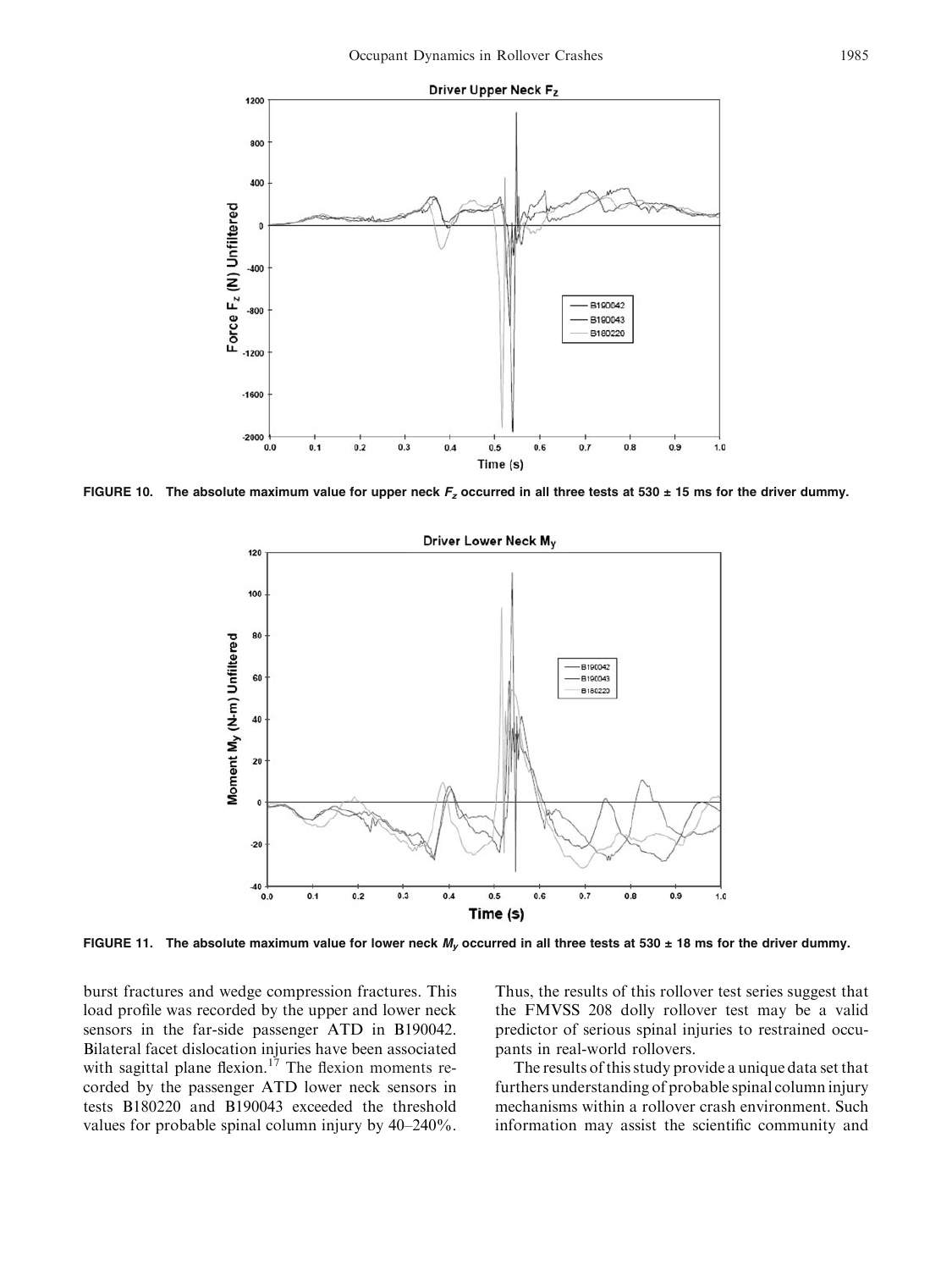FIGURE 10. The absolute maximum value for upper neck $F_z$ occurred in all three tests at 530 ± 15 ms for the driver dummy.

FIGURE 11. The absolute maximum value for lower neck $M_y$ occurred in all three tests at 530 ± 18 ms for the driver dummy.

burst fractures and wedge compression fractures. This load profile was recorded by the upper and lower neck sensors in the far-side passenger ATD in B190042. Bilateral facet dislocation injuries have been associated with sagittal plane flexion.[17] The flexion moments recorded by the passenger ATD lower neck sensors in tests B180220 and B190043 exceeded the threshold values for probable spinal column injury by 40–240%. Thus, the results of this rollover test series suggest that the FMVSS 208 dolly rollover test may be a valid predictor of serious spinal injuries to restrained occupants in real-world rollovers.

The results of this study provide a unique data set that furthers understanding of probable spinal column injury mechanisms within a rollover crash environment. Such information may assist the scientific community and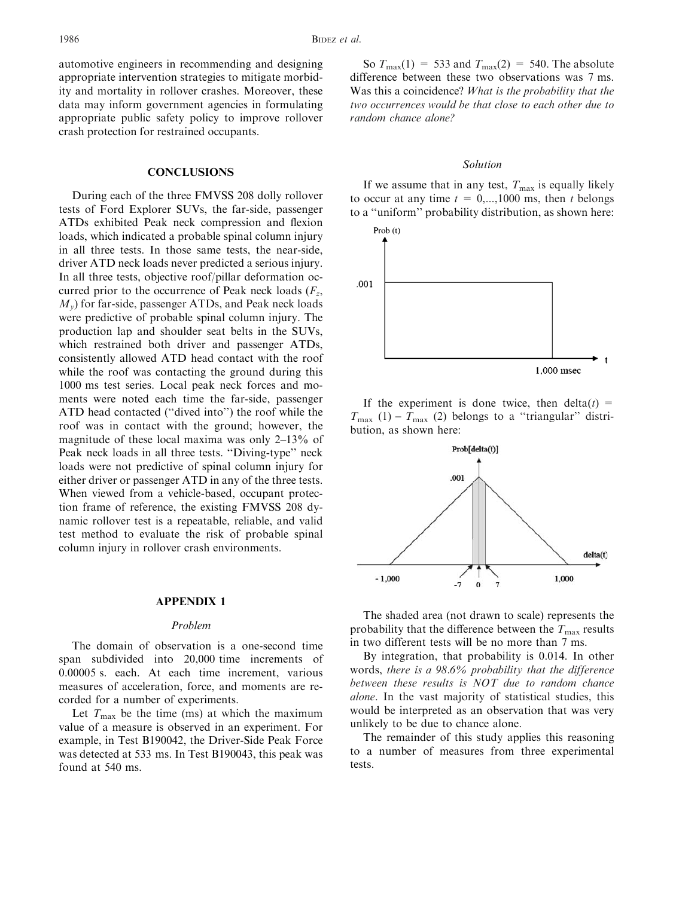automotive engineers in recommending and designing appropriate intervention strategies to mitigate morbidity and mortality in rollover crashes. Moreover, these data may inform government agencies in formulating appropriate public safety policy to improve rollover crash protection for restrained occupants.

## CONCLUSIONS

During each of the three FMVSS 208 dolly rollover tests of Ford Explorer SUVs, the far-side, passenger ATDs exhibited Peak neck compression and flexion loads, which indicated a probable spinal column injury in all three tests. In those same tests, the near-side, driver ATD neck loads never predicted a serious injury. In all three tests, objective roof/pillar deformation occurred prior to the occurrence of Peak neck loads ($F_z$, $M_y$) for far-side, passenger ATDs, and Peak neck loads were predictive of probable spinal column injury. The production lap and shoulder seat belts in the SUVs, which restrained both driver and passenger ATDs, consistently allowed ATD head contact with the roof while the roof was contacting the ground during this 1000 ms test series. Local peak neck forces and moments were noted each time the far-side, passenger ATD head contacted ("dived into") the roof while the roof was in contact with the ground; however, the magnitude of these local maxima was only 2–13% of Peak neck loads in all three tests. "Diving-type" neck loads were not predictive of spinal column injury for either driver or passenger ATD in any of the three tests. When viewed from a vehicle-based, occupant protection frame of reference, the existing FMVSS 208 dynamic rollover test is a repeatable, reliable, and valid test method to evaluate the risk of probable spinal column injury in rollover crash environments.

## APPENDIX 1

### *Problem*

The domain of observation is a one-second time span subdivided into 20,000 time increments of 0.00005 s. each. At each time increment, various measures of acceleration, force, and moments are recorded for a number of experiments.

Let $T_{max}$ be the time (ms) at which the maximum value of a measure is observed in an experiment. For example, in Test B190042, the Driver-Side Peak Force was detected at 533 ms. In Test B190043, this peak was found at 540 ms.

So $T_{max}(1) = 533$ and $T_{max}(2) = 540$. The absolute difference between these two observations was 7 ms. Was this a coincidence? *What is the probability that the two occurrences would be that close to each other due to random chance alone?*

### *Solution*

If we assume that in any test, $T_{max}$ is equally likely to occur at any time $t = 0,...,1000$ ms, then $t$ belongs to a "uniform" probability distribution, as shown here:

If the experiment is done twice, then $\text{delta}(t) = T_{max}(1) - T_{max}(2)$ belongs to a "triangular" distribution, as shown here:

The shaded area (not drawn to scale) represents the probability that the difference between the $T_{max}$ results in two different tests will be no more than 7 ms.

By integration, that probability is 0.014. In other words, *there is a 98.6% probability that the difference between these results is NOT due to random chance alone*. In the vast majority of statistical studies, this would be interpreted as an observation that was very unlikely to be due to chance alone.

The remainder of this study applies this reasoning to a number of measures from three experimental tests.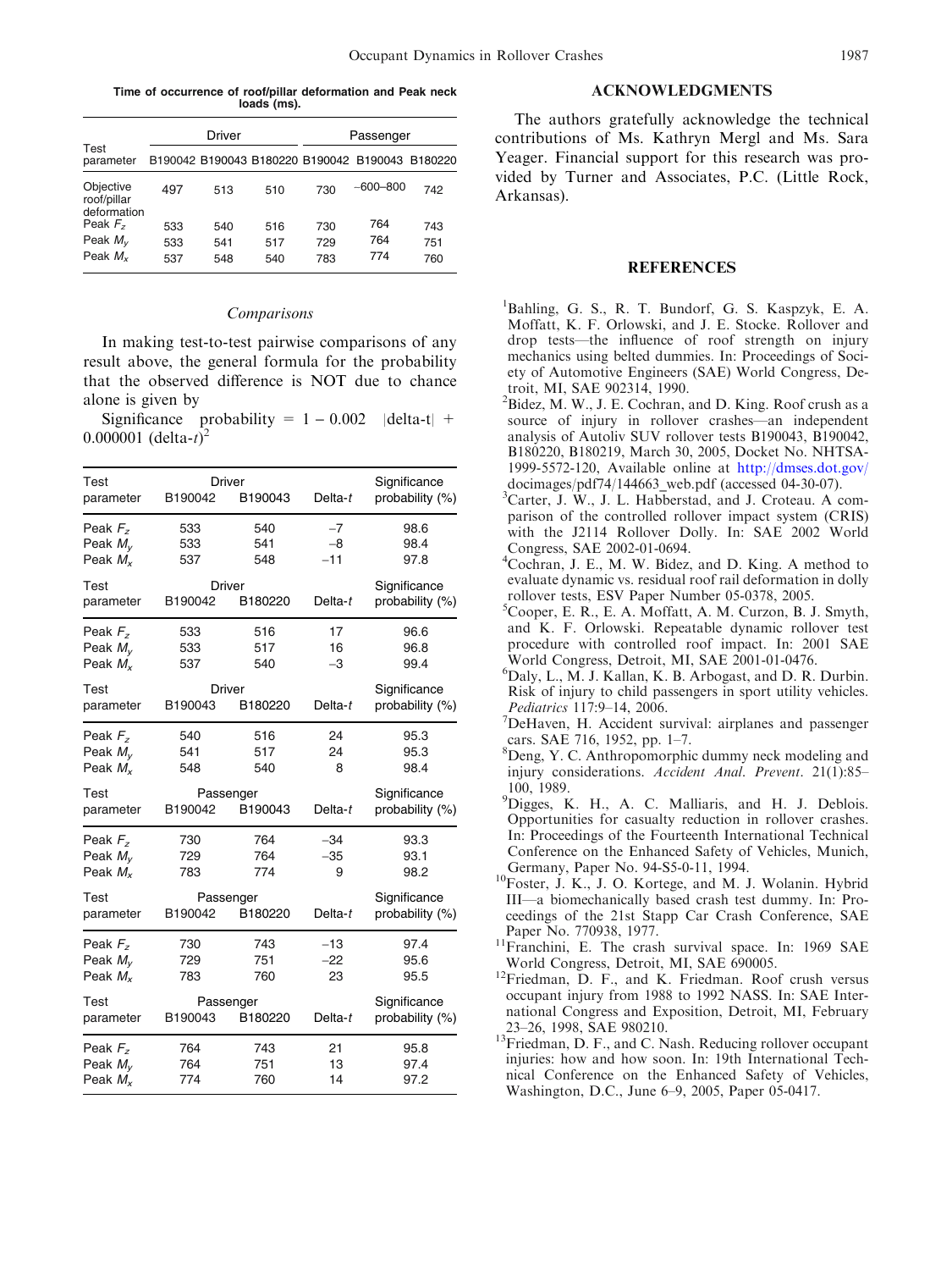**Time of occurrence of roof/pillar deformation and Peak neck loads (ms).**

| Test parameter | Driver | | | Passenger | | |
|---|---|---|---|---|---|---|
| | B190042 | B190043 | B180220 | B190042 | B190043 | B180220 |
| Objective roof/pillar deformation | 497 | 513 | 510 | 730 | ~600–800 | 742 |
| Peak $F_z$ | 533 | 540 | 516 | 730 | 764 | 743 |
| Peak $M_y$ | 533 | 541 | 517 | 729 | 764 | 751 |
| Peak $M_x$ | 537 | 548 | 540 | 783 | 774 | 760 |

### *Comparisons*

In making test-to-test pairwise comparisons of any result above, the general formula for the probability that the observed difference is NOT due to chance alone is given by

Significance probability = 1 – 0.002 |delta-t| + 0.000001 (delta-$t$)$^2$

| Test parameter | Driver B190042 | Driver B190043 | Delta-$t$ | Significance probability (%) |
|---|---|---|---|---|
| Peak $F_z$ | 533 | 540 | –7 | 98.6 |
| Peak $M_y$ | 533 | 541 | –8 | 98.4 |
| Peak $M_x$ | 537 | 548 | –11 | 97.8 |

| Test parameter | Driver B190042 | Driver B180220 | Delta-$t$ | Significance probability (%) |
|---|---|---|---|---|
| Peak $F_z$ | 533 | 516 | 17 | 96.6 |
| Peak $M_y$ | 533 | 517 | 16 | 96.8 |
| Peak $M_x$ | 537 | 540 | –3 | 99.4 |

| Test parameter | Driver B190043 | Driver B180220 | Delta-$t$ | Significance probability (%) |
|---|---|---|---|---|
| Peak $F_z$ | 540 | 516 | 24 | 95.3 |
| Peak $M_y$ | 541 | 517 | 24 | 95.3 |
| Peak $M_x$ | 548 | 540 | 8 | 98.4 |

| Test parameter | Passenger B190042 | Passenger B190043 | Delta-$t$ | Significance probability (%) |
|---|---|---|---|---|
| Peak $F_z$ | 730 | 764 | –34 | 93.3 |
| Peak $M_y$ | 729 | 764 | –35 | 93.1 |
| Peak $M_x$ | 783 | 774 | 9 | 98.2 |

| Test parameter | Passenger B190042 | Passenger B180220 | Delta-$t$ | Significance probability (%) |
|---|---|---|---|---|
| Peak $F_z$ | 730 | 743 | –13 | 97.4 |
| Peak $M_y$ | 729 | 751 | –22 | 95.6 |
| Peak $M_x$ | 783 | 760 | 23 | 95.5 |

| Test parameter | Passenger B190043 | Passenger B180220 | Delta-$t$ | Significance probability (%) |
|---|---|---|---|---|
| Peak $F_z$ | 764 | 743 | 21 | 95.8 |
| Peak $M_y$ | 764 | 751 | 13 | 97.4 |
| Peak $M_x$ | 774 | 760 | 14 | 97.2 |

## ACKNOWLEDGMENTS

The authors gratefully acknowledge the technical contributions of Ms. Kathryn Mergl and Ms. Sara Yeager. Financial support for this research was provided by Turner and Associates, P.C. (Little Rock, Arkansas).

## REFERENCES

[1] Bahling, G. S., R. T. Bundorf, G. S. Kaspzyk, E. A. Moffatt, K. F. Orlowski, and J. E. Stocke. Rollover and drop tests—the influence of roof strength on injury mechanics using belted dummies. In: Proceedings of Society of Automotive Engineers (SAE) World Congress, Detroit, MI, SAE 902314, 1990.

[2] Bidez, M. W., J. E. Cochran, and D. King. Roof crush as a source of injury in rollover crashes—an independent analysis of Autoliv SUV rollover tests B190043, B190042, B180220, B180219, March 30, 2005, Docket No. NHTSA-1999-5572-120, Available online at http://dmses.dot.gov/docimages/pdf74/144663_web.pdf (accessed 04-30-07).

[3] Carter, J. W., J. L. Habberstad, and J. Croteau. A comparison of the controlled rollover impact system (CRIS) with the J2114 Rollover Dolly. In: SAE 2002 World Congress, SAE 2002-01-0694.

[4] Cochran, J. E., M. W. Bidez, and D. King. A method to evaluate dynamic vs. residual roof rail deformation in dolly rollover tests, ESV Paper Number 05-0378, 2005.

[5] Cooper, E. R., E. A. Moffatt, A. M. Curzon, B. J. Smyth, and K. F. Orlowski. Repeatable dynamic rollover test procedure with controlled roof impact. In: 2001 SAE World Congress, Detroit, MI, SAE 2001-01-0476.

[6] Daly, L., M. J. Kallan, K. B. Arbogast, and D. R. Durbin. Risk of injury to child passengers in sport utility vehicles. *Pediatrics* 117:9–14, 2006.

[7] DeHaven, H. Accident survival: airplanes and passenger cars. SAE 716, 1952, pp. 1–7.

[8] Deng, Y. C. Anthropomorphic dummy neck modeling and injury considerations. *Accident Anal. Prevent*. 21(1):85–100, 1989.

[9] Digges, K. H., A. C. Malliaris, and H. J. Deblois. Opportunities for casualty reduction in rollover crashes. In: Proceedings of the Fourteenth International Technical Conference on the Enhanced Safety of Vehicles, Munich, Germany, Paper No. 94-S5-0-11, 1994.

[10] Foster, J. K., J. O. Kortege, and M. J. Wolanin. Hybrid III—a biomechanically based crash test dummy. In: Proceedings of the 21st Stapp Car Crash Conference, SAE Paper No. 770938, 1977.

[11] Franchini, E. The crash survival space. In: 1969 SAE World Congress, Detroit, MI, SAE 690005.

[12] Friedman, D. F., and K. Friedman. Roof crush versus occupant injury from 1988 to 1992 NASS. In: SAE International Congress and Exposition, Detroit, MI, February 23–26, 1998, SAE 980210.

[13] Friedman, D. F., and C. Nash. Reducing rollover occupant injuries: how and how soon. In: 19th International Technical Conference on the Enhanced Safety of Vehicles, Washington, D.C., June 6–9, 2005, Paper 05-0417.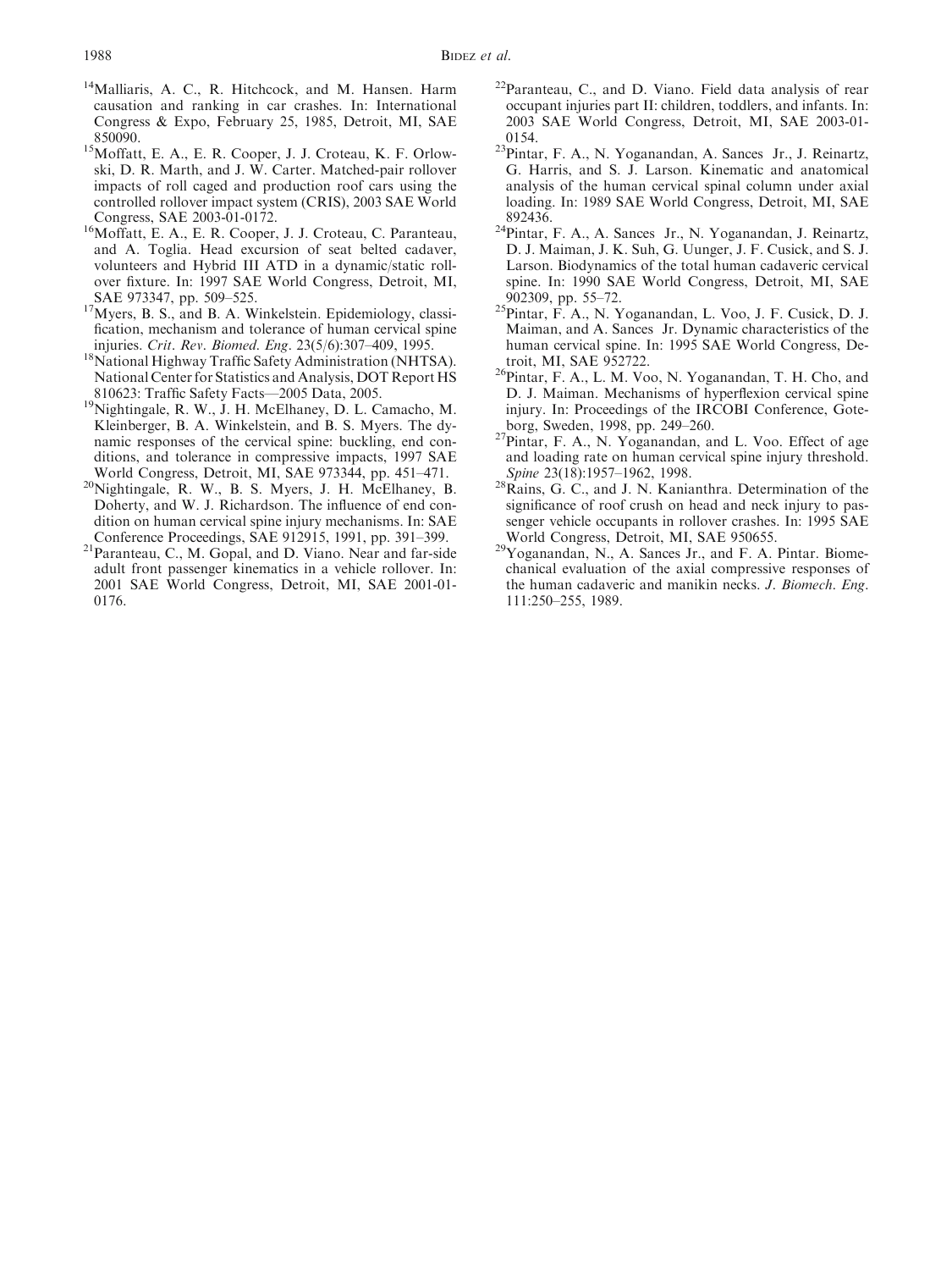[14]Malliaris, A. C., R. Hitchcock, and M. Hansen. Harm causation and ranking in car crashes. In: International Congress & Expo, February 25, 1985, Detroit, MI, SAE 850090.

[15]Moffatt, E. A., E. R. Cooper, J. J. Croteau, K. F. Orlowski, D. R. Marth, and J. W. Carter. Matched-pair rollover impacts of roll caged and production roof cars using the controlled rollover impact system (CRIS), 2003 SAE World Congress, SAE 2003-01-0172.

[16]Moffatt, E. A., E. R. Cooper, J. J. Croteau, C. Paranteau, and A. Toglia. Head excursion of seat belted cadaver, volunteers and Hybrid III ATD in a dynamic/static rollover fixture. In: 1997 SAE World Congress, Detroit, MI, SAE 973347, pp. 509–525.

[17]Myers, B. S., and B. A. Winkelstein. Epidemiology, classification, mechanism and tolerance of human cervical spine injuries. *Crit. Rev. Biomed. Eng*. 23(5/6):307–409, 1995.

[18]National Highway Traffic Safety Administration (NHTSA). National Center for Statistics and Analysis, DOT Report HS 810623: Traffic Safety Facts—2005 Data, 2005.

[19]Nightingale, R. W., J. H. McElhaney, D. L. Camacho, M. Kleinberger, B. A. Winkelstein, and B. S. Myers. The dynamic responses of the cervical spine: buckling, end conditions, and tolerance in compressive impacts, 1997 SAE World Congress, Detroit, MI, SAE 973344, pp. 451–471.

[20]Nightingale, R. W., B. S. Myers, J. H. McElhaney, B. Doherty, and W. J. Richardson. The influence of end condition on human cervical spine injury mechanisms. In: SAE Conference Proceedings, SAE 912915, 1991, pp. 391–399.

[21]Paranteau, C., M. Gopal, and D. Viano. Near and far-side adult front passenger kinematics in a vehicle rollover. In: 2001 SAE World Congress, Detroit, MI, SAE 2001-01-0176.

[22]Paranteau, C., and D. Viano. Field data analysis of rear occupant injuries part II: children, toddlers, and infants. In: 2003 SAE World Congress, Detroit, MI, SAE 2003-01-0154.

[23]Pintar, F. A., N. Yoganandan, A. Sances Jr., J. Reinartz, G. Harris, and S. J. Larson. Kinematic and anatomical analysis of the human cervical spinal column under axial loading. In: 1989 SAE World Congress, Detroit, MI, SAE 892436.

[24]Pintar, F. A., A. Sances Jr., N. Yoganandan, J. Reinartz, D. J. Maiman, J. K. Suh, G. Uunger, J. F. Cusick, and S. J. Larson. Biodynamics of the total human cadaveric cervical spine. In: 1990 SAE World Congress, Detroit, MI, SAE 902309, pp. 55–72.

[25]Pintar, F. A., N. Yoganandan, L. Voo, J. F. Cusick, D. J. Maiman, and A. Sances Jr. Dynamic characteristics of the human cervical spine. In: 1995 SAE World Congress, Detroit, MI, SAE 952722.

[26]Pintar, F. A., L. M. Voo, N. Yoganandan, T. H. Cho, and D. J. Maiman. Mechanisms of hyperflexion cervical spine injury. In: Proceedings of the IRCOBI Conference, Goteborg, Sweden, 1998, pp. 249–260.

[27]Pintar, F. A., N. Yoganandan, and L. Voo. Effect of age and loading rate on human cervical spine injury threshold. *Spine* 23(18):1957–1962, 1998.

[28]Rains, G. C., and J. N. Kanianthra. Determination of the significance of roof crush on head and neck injury to passenger vehicle occupants in rollover crashes. In: 1995 SAE World Congress, Detroit, MI, SAE 950655.

[29]Yoganandan, N., A. Sances Jr., and F. A. Pintar. Biomechanical evaluation of the axial compressive responses of the human cadaveric and manikin necks. *J. Biomech. Eng*. 111:250–255, 1989.